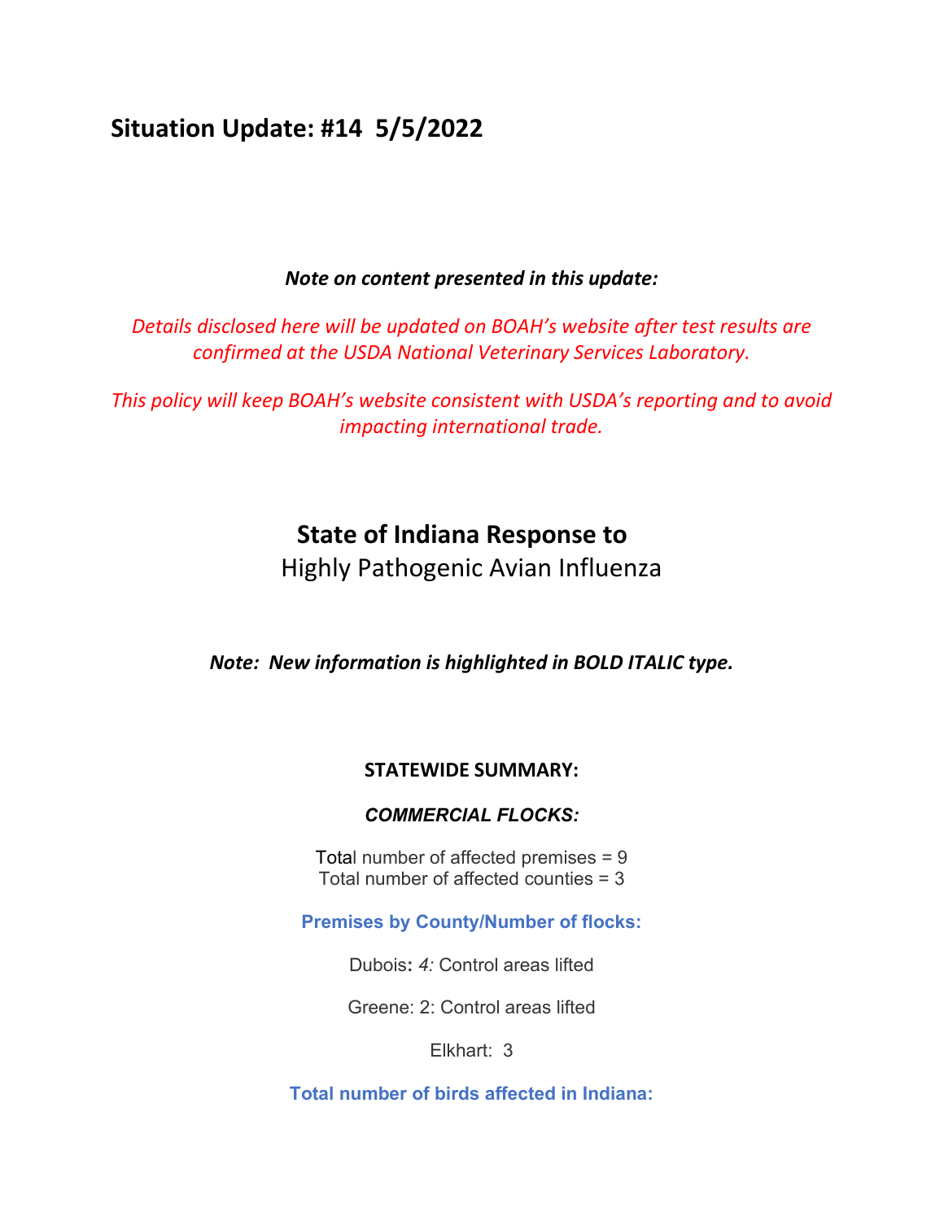# Situation Update: #14  5/5/2022

***Note on content presented in this update:***

*Details disclosed here will be updated on BOAH's website after test results are confirmed at the USDA National Veterinary Services Laboratory.*

*This policy will keep BOAH's website consistent with USDA's reporting and to avoid impacting international trade.*

## State of Indiana Response to

Highly Pathogenic Avian Influenza

***Note: New information is highlighted in BOLD ITALIC type.***

**STATEWIDE SUMMARY:**

***COMMERCIAL FLOCKS:***

Total number of affected premises = 9
Total number of affected counties = 3

**Premises by County/Number of flocks:**

Dubois**:** *4:* Control areas lifted

Greene: 2: Control areas lifted

Elkhart: 3

**Total number of birds affected in Indiana:**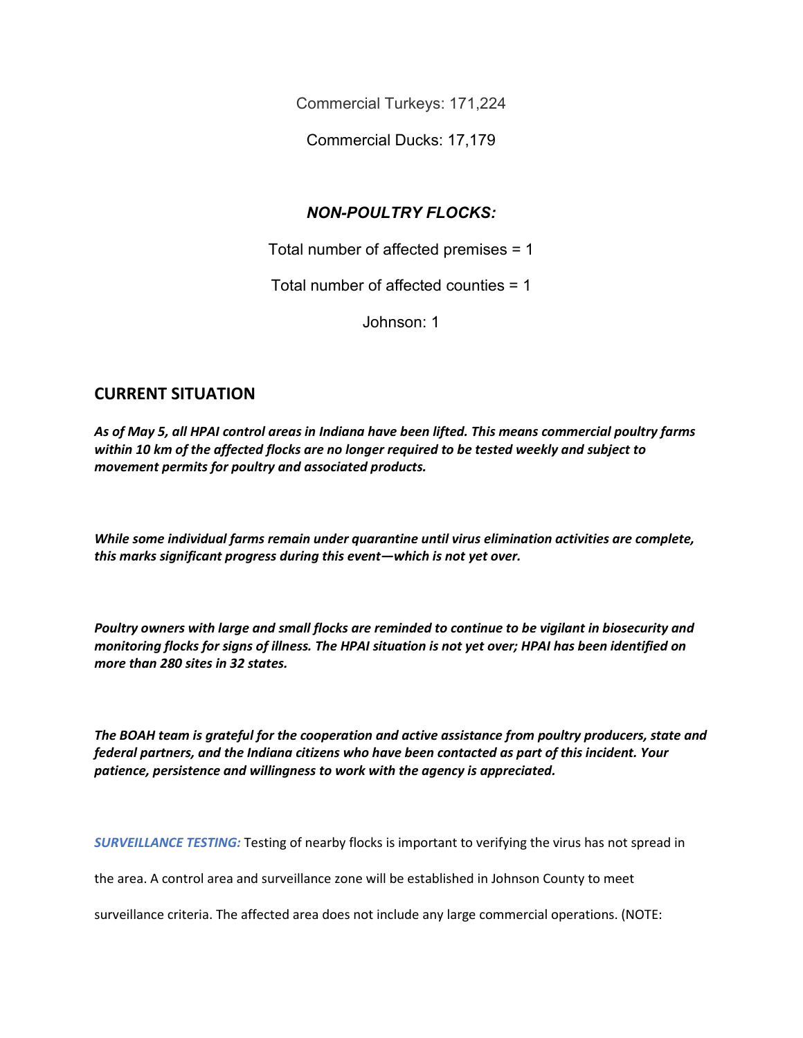Commercial Turkeys: 171,224

Commercial Ducks: 17,179

### *NON-POULTRY FLOCKS:*

Total number of affected premises = 1

Total number of affected counties = 1

Johnson: 1

## CURRENT SITUATION

***As of May 5, all HPAI control areas in Indiana have been lifted. This means commercial poultry farms within 10 km of the affected flocks are no longer required to be tested weekly and subject to movement permits for poultry and associated products.***

***While some individual farms remain under quarantine until virus elimination activities are complete, this marks significant progress during this event—which is not yet over.***

***Poultry owners with large and small flocks are reminded to continue to be vigilant in biosecurity and monitoring flocks for signs of illness. The HPAI situation is not yet over; HPAI has been identified on more than 280 sites in 32 states.***

***The BOAH team is grateful for the cooperation and active assistance from poultry producers, state and federal partners, and the Indiana citizens who have been contacted as part of this incident. Your patience, persistence and willingness to work with the agency is appreciated.***

***SURVEILLANCE TESTING:*** Testing of nearby flocks is important to verifying the virus has not spread in the area. A control area and surveillance zone will be established in Johnson County to meet surveillance criteria. The affected area does not include any large commercial operations. (NOTE: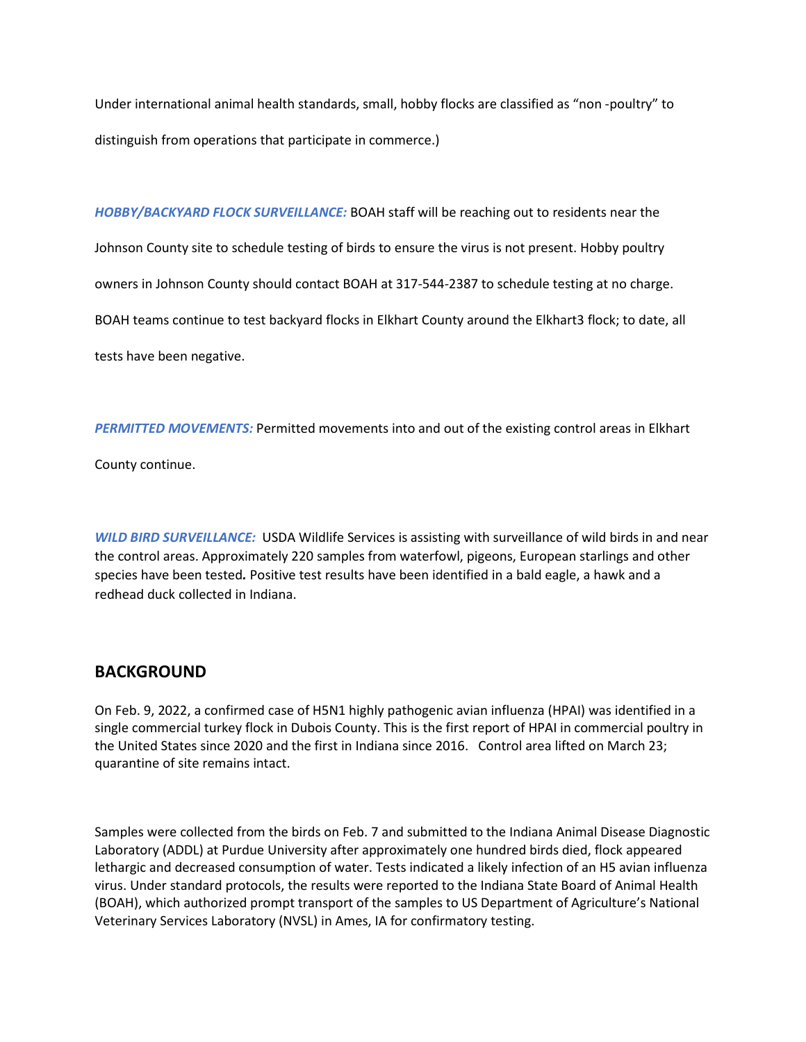Under international animal health standards, small, hobby flocks are classified as "non -poultry" to distinguish from operations that participate in commerce.)

***HOBBY/BACKYARD FLOCK SURVEILLANCE:*** BOAH staff will be reaching out to residents near the Johnson County site to schedule testing of birds to ensure the virus is not present. Hobby poultry owners in Johnson County should contact BOAH at 317-544-2387 to schedule testing at no charge. BOAH teams continue to test backyard flocks in Elkhart County around the Elkhart3 flock; to date, all tests have been negative.

***PERMITTED MOVEMENTS:*** Permitted movements into and out of the existing control areas in Elkhart County continue.

***WILD BIRD SURVEILLANCE:*** USDA Wildlife Services is assisting with surveillance of wild birds in and near the control areas. Approximately 220 samples from waterfowl, pigeons, European starlings and other species have been tested**.** Positive test results have been identified in a bald eagle, a hawk and a redhead duck collected in Indiana.

## BACKGROUND

On Feb. 9, 2022, a confirmed case of H5N1 highly pathogenic avian influenza (HPAI) was identified in a single commercial turkey flock in Dubois County. This is the first report of HPAI in commercial poultry in the United States since 2020 and the first in Indiana since 2016. Control area lifted on March 23; quarantine of site remains intact.

Samples were collected from the birds on Feb. 7 and submitted to the Indiana Animal Disease Diagnostic Laboratory (ADDL) at Purdue University after approximately one hundred birds died, flock appeared lethargic and decreased consumption of water. Tests indicated a likely infection of an H5 avian influenza virus. Under standard protocols, the results were reported to the Indiana State Board of Animal Health (BOAH), which authorized prompt transport of the samples to US Department of Agriculture's National Veterinary Services Laboratory (NVSL) in Ames, IA for confirmatory testing.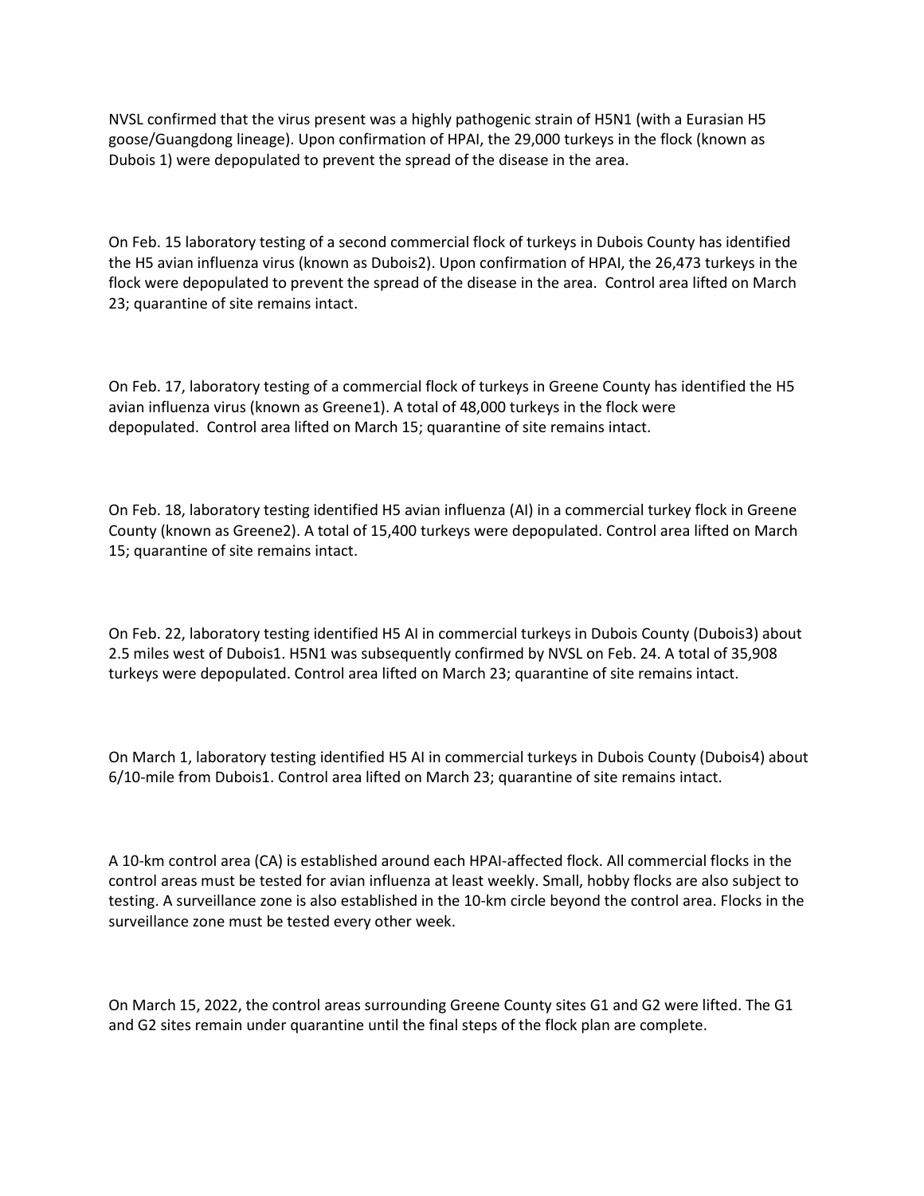NVSL confirmed that the virus present was a highly pathogenic strain of H5N1 (with a Eurasian H5 goose/Guangdong lineage). Upon confirmation of HPAI, the 29,000 turkeys in the flock (known as Dubois 1) were depopulated to prevent the spread of the disease in the area.

On Feb. 15 laboratory testing of a second commercial flock of turkeys in Dubois County has identified the H5 avian influenza virus (known as Dubois2). Upon confirmation of HPAI, the 26,473 turkeys in the flock were depopulated to prevent the spread of the disease in the area. Control area lifted on March 23; quarantine of site remains intact.

On Feb. 17, laboratory testing of a commercial flock of turkeys in Greene County has identified the H5 avian influenza virus (known as Greene1). A total of 48,000 turkeys in the flock were depopulated. Control area lifted on March 15; quarantine of site remains intact.

On Feb. 18, laboratory testing identified H5 avian influenza (AI) in a commercial turkey flock in Greene County (known as Greene2). A total of 15,400 turkeys were depopulated. Control area lifted on March 15; quarantine of site remains intact.

On Feb. 22, laboratory testing identified H5 AI in commercial turkeys in Dubois County (Dubois3) about 2.5 miles west of Dubois1. H5N1 was subsequently confirmed by NVSL on Feb. 24. A total of 35,908 turkeys were depopulated. Control area lifted on March 23; quarantine of site remains intact.

On March 1, laboratory testing identified H5 AI in commercial turkeys in Dubois County (Dubois4) about 6/10-mile from Dubois1. Control area lifted on March 23; quarantine of site remains intact.

A 10-km control area (CA) is established around each HPAI-affected flock. All commercial flocks in the control areas must be tested for avian influenza at least weekly. Small, hobby flocks are also subject to testing. A surveillance zone is also established in the 10-km circle beyond the control area. Flocks in the surveillance zone must be tested every other week.

On March 15, 2022, the control areas surrounding Greene County sites G1 and G2 were lifted. The G1 and G2 sites remain under quarantine until the final steps of the flock plan are complete.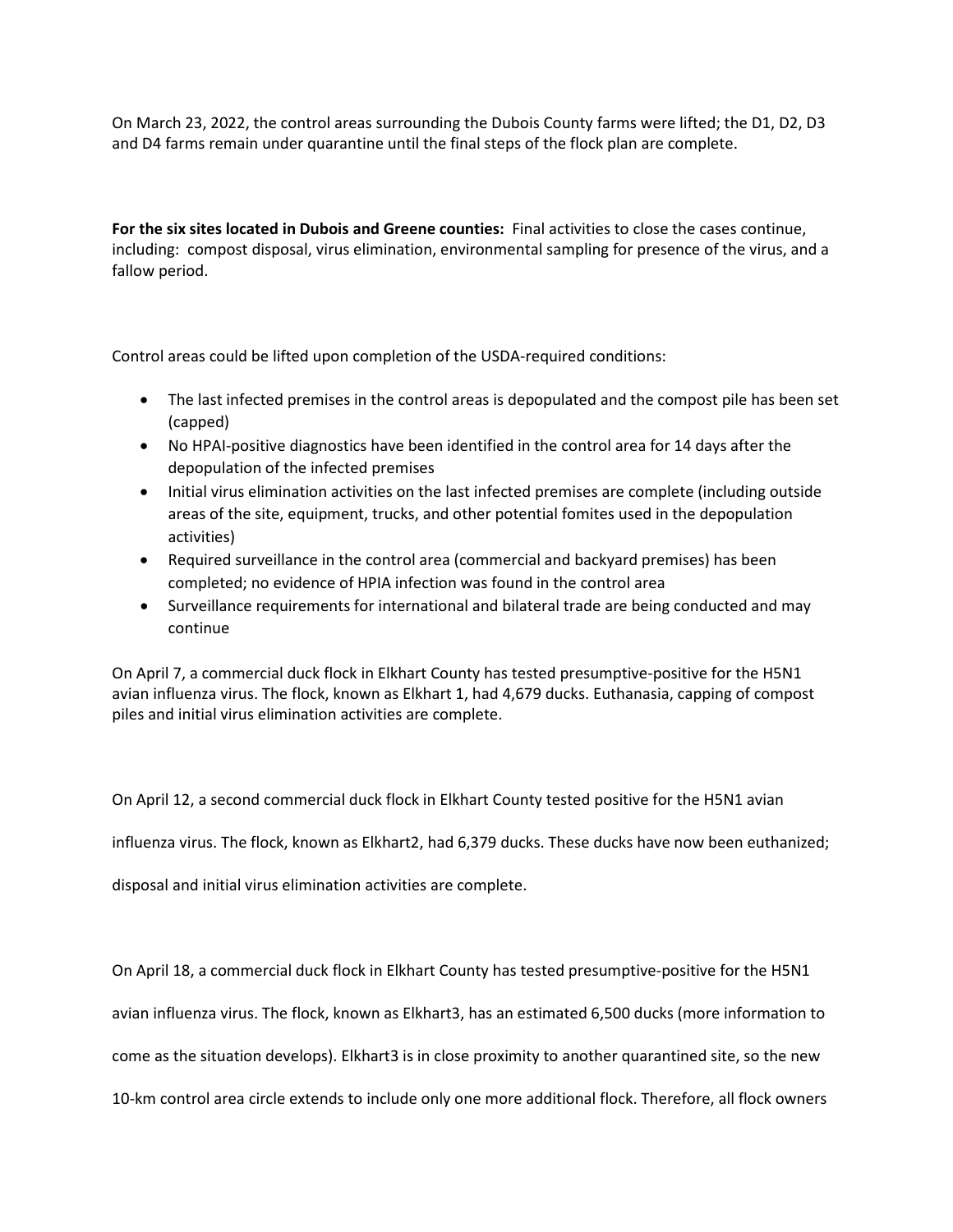On March 23, 2022, the control areas surrounding the Dubois County farms were lifted; the D1, D2, D3 and D4 farms remain under quarantine until the final steps of the flock plan are complete.

**For the six sites located in Dubois and Greene counties:** Final activities to close the cases continue, including: compost disposal, virus elimination, environmental sampling for presence of the virus, and a fallow period.

Control areas could be lifted upon completion of the USDA-required conditions:

- The last infected premises in the control areas is depopulated and the compost pile has been set (capped)
- No HPAI-positive diagnostics have been identified in the control area for 14 days after the depopulation of the infected premises
- Initial virus elimination activities on the last infected premises are complete (including outside areas of the site, equipment, trucks, and other potential fomites used in the depopulation activities)
- Required surveillance in the control area (commercial and backyard premises) has been completed; no evidence of HPIA infection was found in the control area
- Surveillance requirements for international and bilateral trade are being conducted and may continue

On April 7, a commercial duck flock in Elkhart County has tested presumptive-positive for the H5N1 avian influenza virus. The flock, known as Elkhart 1, had 4,679 ducks. Euthanasia, capping of compost piles and initial virus elimination activities are complete.

On April 12, a second commercial duck flock in Elkhart County tested positive for the H5N1 avian influenza virus. The flock, known as Elkhart2, had 6,379 ducks. These ducks have now been euthanized; disposal and initial virus elimination activities are complete.

On April 18, a commercial duck flock in Elkhart County has tested presumptive-positive for the H5N1 avian influenza virus. The flock, known as Elkhart3, has an estimated 6,500 ducks (more information to come as the situation develops). Elkhart3 is in close proximity to another quarantined site, so the new 10-km control area circle extends to include only one more additional flock. Therefore, all flock owners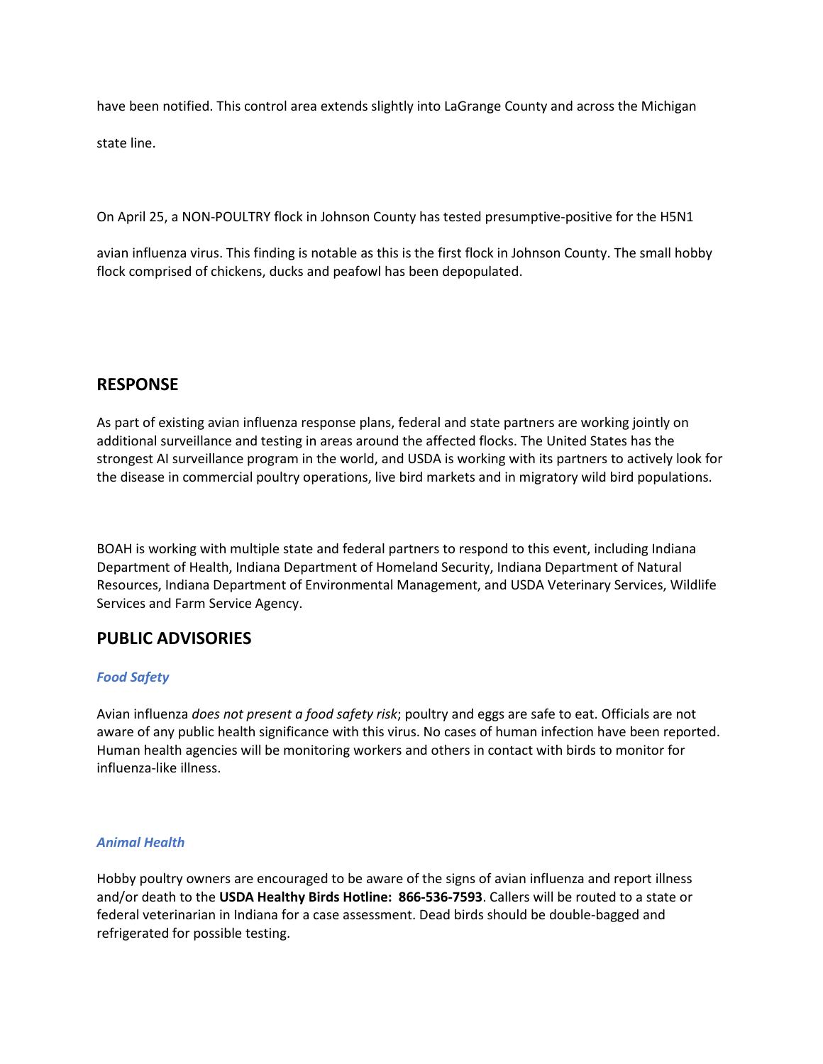have been notified. This control area extends slightly into LaGrange County and across the Michigan state line.

On April 25, a NON-POULTRY flock in Johnson County has tested presumptive-positive for the H5N1 avian influenza virus. This finding is notable as this is the first flock in Johnson County. The small hobby flock comprised of chickens, ducks and peafowl has been depopulated.

## RESPONSE

As part of existing avian influenza response plans, federal and state partners are working jointly on additional surveillance and testing in areas around the affected flocks. The United States has the strongest AI surveillance program in the world, and USDA is working with its partners to actively look for the disease in commercial poultry operations, live bird markets and in migratory wild bird populations.

BOAH is working with multiple state and federal partners to respond to this event, including Indiana Department of Health, Indiana Department of Homeland Security, Indiana Department of Natural Resources, Indiana Department of Environmental Management, and USDA Veterinary Services, Wildlife Services and Farm Service Agency.

## PUBLIC ADVISORIES

### *Food Safety*

Avian influenza *does not present a food safety risk*; poultry and eggs are safe to eat. Officials are not aware of any public health significance with this virus. No cases of human infection have been reported. Human health agencies will be monitoring workers and others in contact with birds to monitor for influenza-like illness.

### *Animal Health*

Hobby poultry owners are encouraged to be aware of the signs of avian influenza and report illness and/or death to the **USDA Healthy Birds Hotline: 866-536-7593**. Callers will be routed to a state or federal veterinarian in Indiana for a case assessment. Dead birds should be double-bagged and refrigerated for possible testing.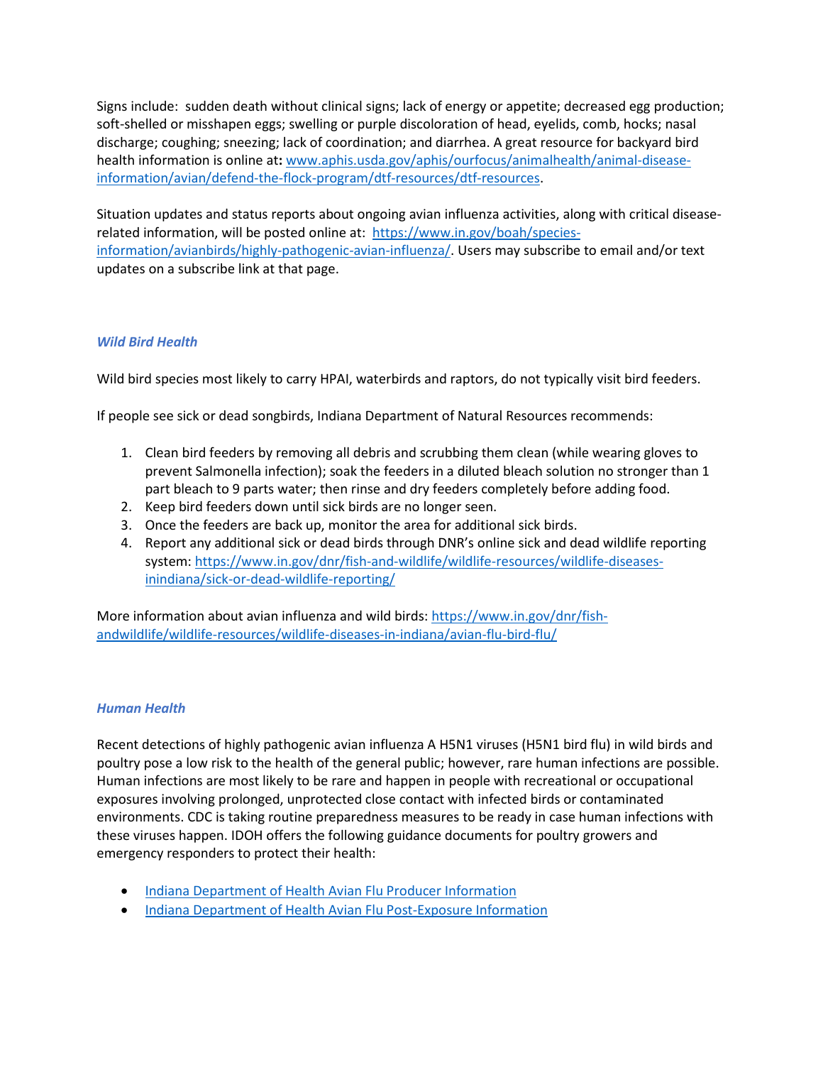Signs include: sudden death without clinical signs; lack of energy or appetite; decreased egg production; soft-shelled or misshapen eggs; swelling or purple discoloration of head, eyelids, comb, hocks; nasal discharge; coughing; sneezing; lack of coordination; and diarrhea. A great resource for backyard bird health information is online at**:** [www.aphis.usda.gov/aphis/ourfocus/animalhealth/animal-disease-information/avian/defend-the-flock-program/dtf-resources/dtf-resources](www.aphis.usda.gov/aphis/ourfocus/animalhealth/animal-disease-information/avian/defend-the-flock-program/dtf-resources/dtf-resources).

Situation updates and status reports about ongoing avian influenza activities, along with critical disease-related information, will be posted online at: [https://www.in.gov/boah/species-information/avianbirds/highly-pathogenic-avian-influenza/](https://www.in.gov/boah/species-information/avianbirds/highly-pathogenic-avian-influenza/). Users may subscribe to email and/or text updates on a subscribe link at that page.

### *Wild Bird Health*

Wild bird species most likely to carry HPAI, waterbirds and raptors, do not typically visit bird feeders.

If people see sick or dead songbirds, Indiana Department of Natural Resources recommends:

1. Clean bird feeders by removing all debris and scrubbing them clean (while wearing gloves to prevent Salmonella infection); soak the feeders in a diluted bleach solution no stronger than 1 part bleach to 9 parts water; then rinse and dry feeders completely before adding food.
2. Keep bird feeders down until sick birds are no longer seen.
3. Once the feeders are back up, monitor the area for additional sick birds.
4. Report any additional sick or dead birds through DNR's online sick and dead wildlife reporting system: [https://www.in.gov/dnr/fish-and-wildlife/wildlife-resources/wildlife-diseases-inindiana/sick-or-dead-wildlife-reporting/](https://www.in.gov/dnr/fish-and-wildlife/wildlife-resources/wildlife-diseases-inindiana/sick-or-dead-wildlife-reporting/)

More information about avian influenza and wild birds: [https://www.in.gov/dnr/fish-andwildlife/wildlife-resources/wildlife-diseases-in-indiana/avian-flu-bird-flu/](https://www.in.gov/dnr/fish-andwildlife/wildlife-resources/wildlife-diseases-in-indiana/avian-flu-bird-flu/)

### *Human Health*

Recent detections of highly pathogenic avian influenza A H5N1 viruses (H5N1 bird flu) in wild birds and poultry pose a low risk to the health of the general public; however, rare human infections are possible. Human infections are most likely to be rare and happen in people with recreational or occupational exposures involving prolonged, unprotected close contact with infected birds or contaminated environments. CDC is taking routine preparedness measures to be ready in case human infections with these viruses happen. IDOH offers the following guidance documents for poultry growers and emergency responders to protect their health:

- Indiana Department of Health Avian Flu Producer Information
- Indiana Department of Health Avian Flu Post-Exposure Information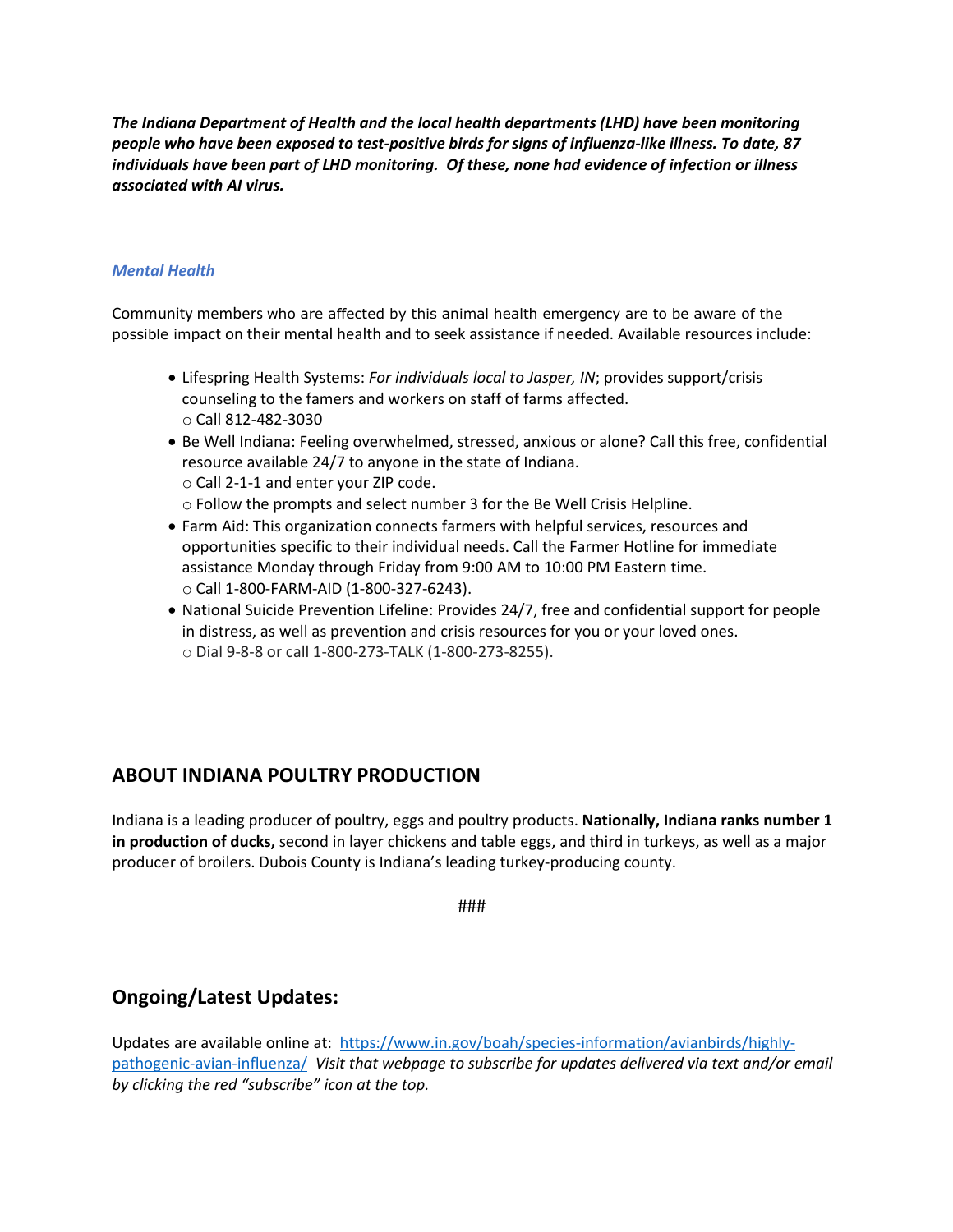***The Indiana Department of Health and the local health departments (LHD) have been monitoring people who have been exposed to test-positive birds for signs of influenza-like illness. To date, 87 individuals have been part of LHD monitoring. Of these, none had evidence of infection or illness associated with AI virus.***

### *Mental Health*

Community members who are affected by this animal health emergency are to be aware of the possible impact on their mental health and to seek assistance if needed. Available resources include:

- Lifespring Health Systems: *For individuals local to Jasper, IN*; provides support/crisis counseling to the famers and workers on staff of farms affected.
  - Call 812-482-3030
- Be Well Indiana: Feeling overwhelmed, stressed, anxious or alone? Call this free, confidential resource available 24/7 to anyone in the state of Indiana.
  - Call 2-1-1 and enter your ZIP code.
  - Follow the prompts and select number 3 for the Be Well Crisis Helpline.
- Farm Aid: This organization connects farmers with helpful services, resources and opportunities specific to their individual needs. Call the Farmer Hotline for immediate assistance Monday through Friday from 9:00 AM to 10:00 PM Eastern time.
  - Call 1-800-FARM-AID (1-800-327-6243).
- National Suicide Prevention Lifeline: Provides 24/7, free and confidential support for people in distress, as well as prevention and crisis resources for you or your loved ones.
  - Dial 9-8-8 or call 1-800-273-TALK (1-800-273-8255).

## ABOUT INDIANA POULTRY PRODUCTION

Indiana is a leading producer of poultry, eggs and poultry products. **Nationally, Indiana ranks number 1 in production of ducks,** second in layer chickens and table eggs, and third in turkeys, as well as a major producer of broilers. Dubois County is Indiana's leading turkey-producing county.

###

## Ongoing/Latest Updates:

Updates are available online at: [https://www.in.gov/boah/species-information/avianbirds/highly-pathogenic-avian-influenza/](https://www.in.gov/boah/species-information/avianbirds/highly-pathogenic-avian-influenza/) *Visit that webpage to subscribe for updates delivered via text and/or email by clicking the red "subscribe" icon at the top.*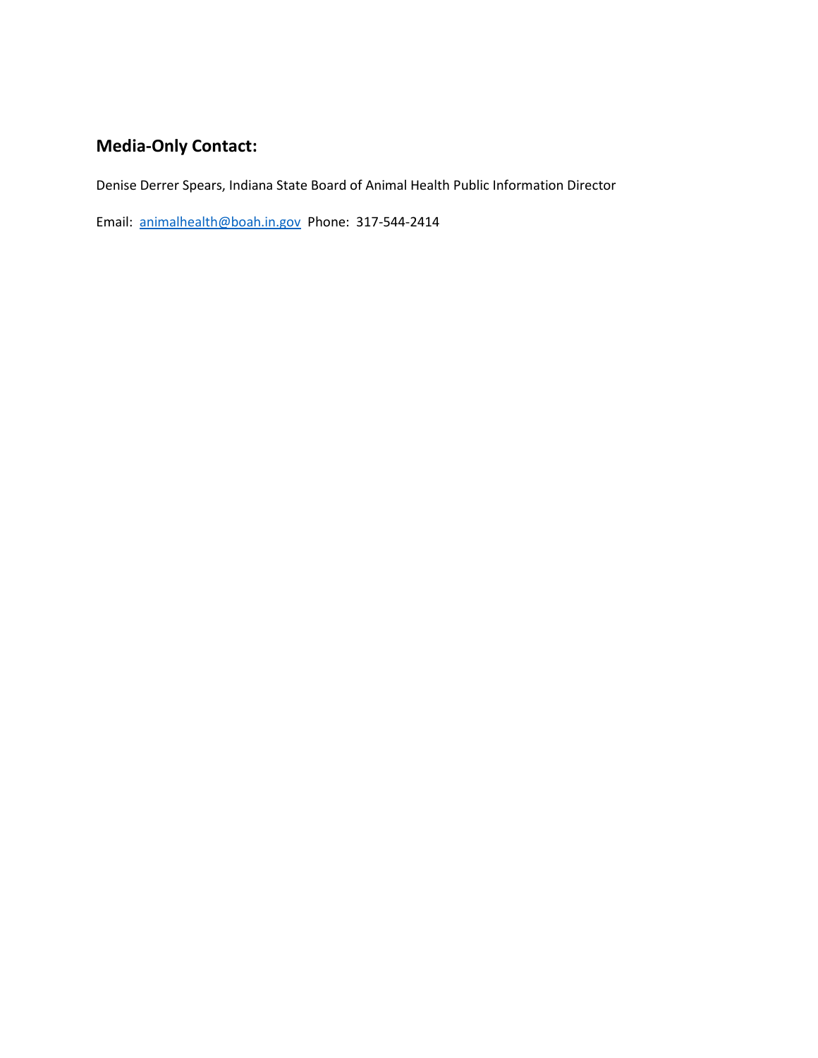## Media-Only Contact:

Denise Derrer Spears, Indiana State Board of Animal Health Public Information Director

Email: animalhealth@boah.in.gov Phone: 317-544-2414